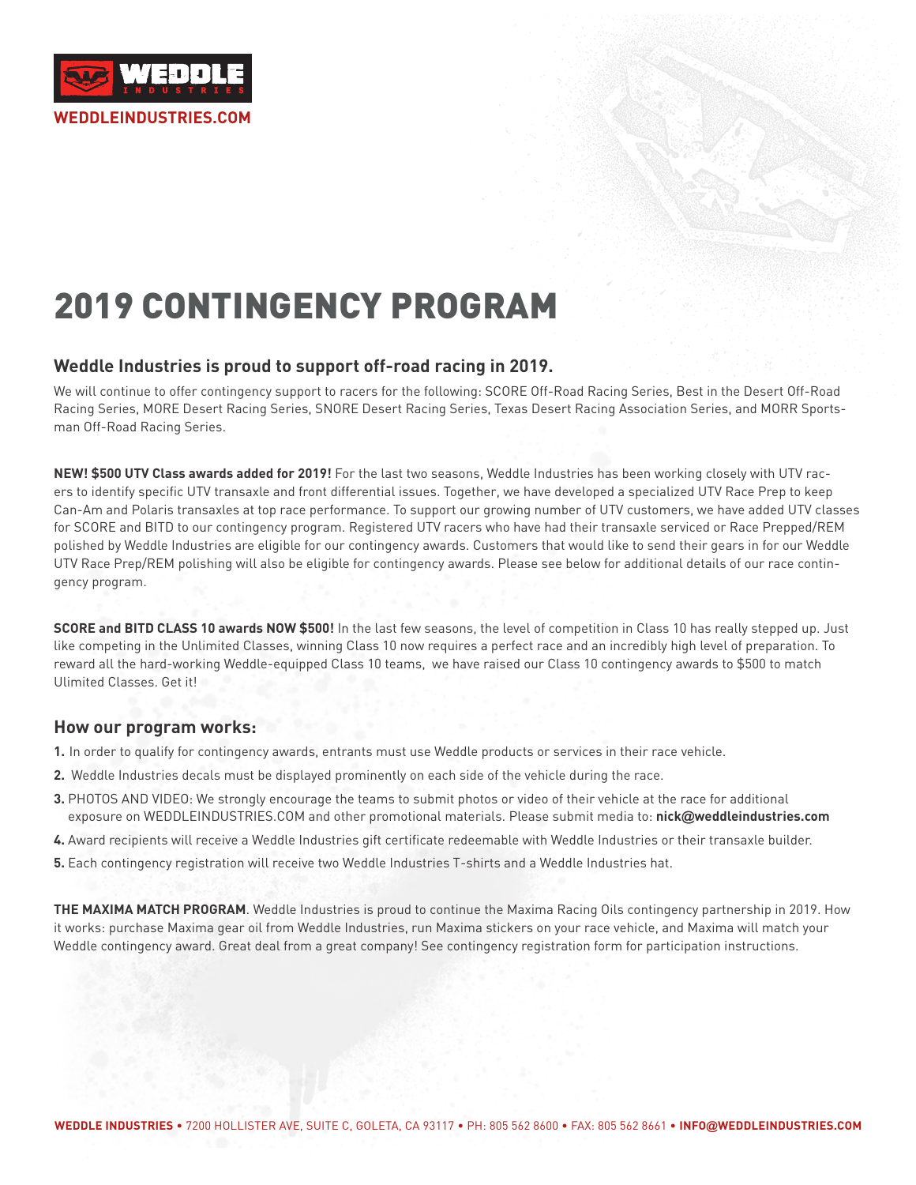**WEDDLE** INDUSTRIES

WEDDLEINDUSTRIES.COM

# 2019 CONTINGENCY PROGRAM

## Weddle Industries is proud to support off-road racing in 2019.

We will continue to offer contingency support to racers for the following: SCORE Off-Road Racing Series, Best in the Desert Off-Road Racing Series, MORE Desert Racing Series, SNORE Desert Racing Series, Texas Desert Racing Association Series, and MORR Sportsman Off-Road Racing Series.

**NEW! $500 UTV Class awards added for 2019!** For the last two seasons, Weddle Industries has been working closely with UTV racers to identify specific UTV transaxle and front differential issues. Together, we have developed a specialized UTV Race Prep to keep Can-Am and Polaris transaxles at top race performance. To support our growing number of UTV customers, we have added UTV classes for SCORE and BITD to our contingency program. Registered UTV racers who have had their transaxle serviced or Race Prepped/REM polished by Weddle Industries are eligible for our contingency awards. Customers that would like to send their gears in for our Weddle UTV Race Prep/REM polishing will also be eligible for contingency awards. Please see below for additional details of our race contingency program.

**SCORE and BITD CLASS 10 awards NOW $500!** In the last few seasons, the level of competition in Class 10 has really stepped up. Just like competing in the Unlimited Classes, winning Class 10 now requires a perfect race and an incredibly high level of preparation. To reward all the hard-working Weddle-equipped Class 10 teams, we have raised our Class 10 contingency awards to $500 to match Ulimited Classes. Get it!

## How our program works:

1. In order to qualify for contingency awards, entrants must use Weddle products or services in their race vehicle.
2. Weddle Industries decals must be displayed prominently on each side of the vehicle during the race.
3. PHOTOS AND VIDEO: We strongly encourage the teams to submit photos or video of their vehicle at the race for additional exposure on WEDDLEINDUSTRIES.COM and other promotional materials. Please submit media to: **nick@weddleindustries.com**
4. Award recipients will receive a Weddle Industries gift certificate redeemable with Weddle Industries or their transaxle builder.
5. Each contingency registration will receive two Weddle Industries T-shirts and a Weddle Industries hat.

**THE MAXIMA MATCH PROGRAM**. Weddle Industries is proud to continue the Maxima Racing Oils contingency partnership in 2019. How it works: purchase Maxima gear oil from Weddle Industries, run Maxima stickers on your race vehicle, and Maxima will match your Weddle contingency award. Great deal from a great company! See contingency registration form for participation instructions.

**WEDDLE INDUSTRIES** • 7200 HOLLISTER AVE, SUITE C, GOLETA, CA 93117 • PH: 805 562 8600 • FAX: 805 562 8661 • **INFO@WEDDLEINDUSTRIES.COM**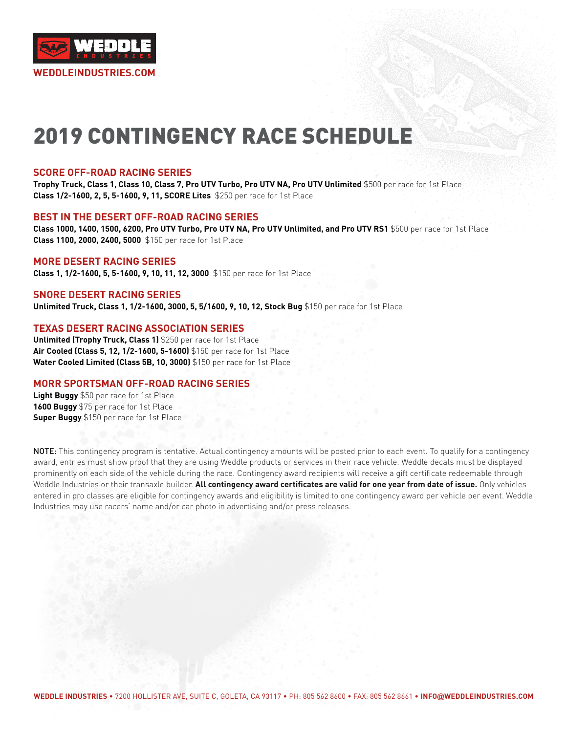WEDDLE INDUSTRIES

WEDDLEINDUSTRIES.COM

# 2019 CONTINGENCY RACE SCHEDULE

## SCORE OFF-ROAD RACING SERIES

**Trophy Truck, Class 1, Class 10, Class 7, Pro UTV Turbo, Pro UTV NA, Pro UTV Unlimited** $500 per race for 1st Place
**Class 1/2-1600, 2, 5, 5-1600, 9, 11, SCORE Lites** $250 per race for 1st Place

## BEST IN THE DESERT OFF-ROAD RACING SERIES

**Class 1000, 1400, 1500, 6200, Pro UTV Turbo, Pro UTV NA, Pro UTV Unlimited, and Pro UTV RS1** $500 per race for 1st Place
**Class 1100, 2000, 2400, 5000** $150 per race for 1st Place

## MORE DESERT RACING SERIES

**Class 1, 1/2-1600, 5, 5-1600, 9, 10, 11, 12, 3000** $150 per race for 1st Place

## SNORE DESERT RACING SERIES

**Unlimited Truck, Class 1, 1/2-1600, 3000, 5, 5/1600, 9, 10, 12, Stock Bug** $150 per race for 1st Place

## TEXAS DESERT RACING ASSOCIATION SERIES

**Unlimited (Trophy Truck, Class 1)** $250 per race for 1st Place
**Air Cooled (Class 5, 12, 1/2-1600, 5-1600)** $150 per race for 1st Place
**Water Cooled Limited (Class 5B, 10, 3000)** $150 per race for 1st Place

## MORR SPORTSMAN OFF-ROAD RACING SERIES

**Light Buggy** $50 per race for 1st Place
**1600 Buggy** $75 per race for 1st Place
**Super Buggy** $150 per race for 1st Place

NOTE: This contingency program is tentative. Actual contingency amounts will be posted prior to each event. To qualify for a contingency award, entries must show proof that they are using Weddle products or services in their race vehicle. Weddle decals must be displayed prominently on each side of the vehicle during the race. Contingency award recipients will receive a gift certificate redeemable through Weddle Industries or their transaxle builder. **All contingency award certificates are valid for one year from date of issue.** Only vehicles entered in pro classes are eligible for contingency awards and eligibility is limited to one contingency award per vehicle per event. Weddle Industries may use racers' name and/or car photo in advertising and/or press releases.

**WEDDLE INDUSTRIES** • 7200 HOLLISTER AVE, SUITE C, GOLETA, CA 93117 • PH: 805 562 8600 • FAX: 805 562 8661 • **INFO@WEDDLEINDUSTRIES.COM**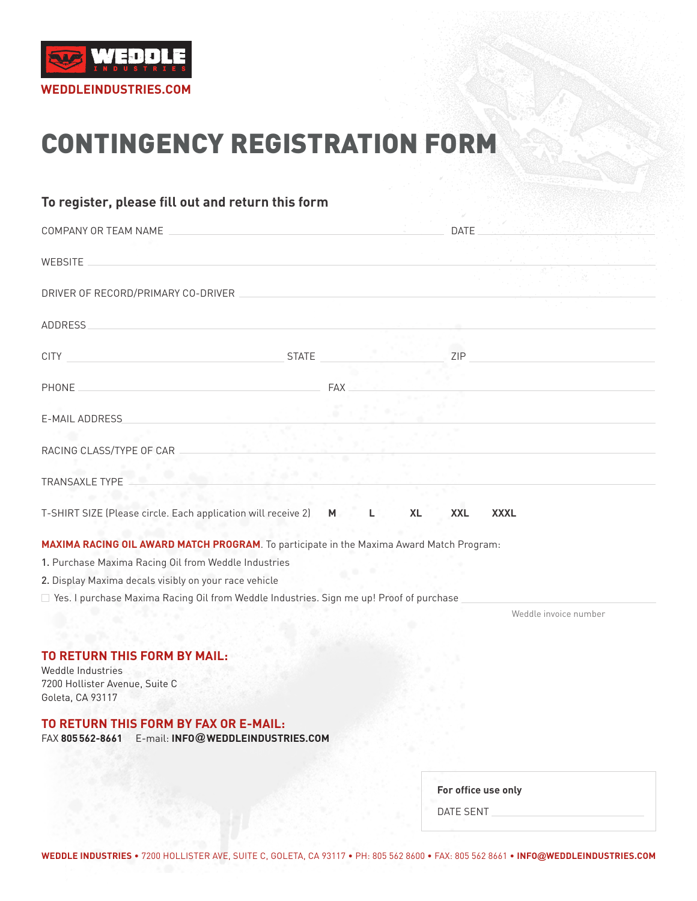WEDDLE INDUSTRIES

WEDDLEINDUSTRIES.COM

# CONTINGENCY REGISTRATION FORM

**To register, please fill out and return this form**

COMPANY OR TEAM NAME ______________________________ DATE ______________

WEBSITE ______________________________

DRIVER OF RECORD/PRIMARY CO-DRIVER ______________________________

ADDRESS ______________________________

CITY ______________ STATE ______________ ZIP ______________

PHONE ______________ FAX ______________

E-MAIL ADDRESS ______________________________

RACING CLASS/TYPE OF CAR ______________________________

TRANSAXLE TYPE ______________________________

T-SHIRT SIZE (Please circle. Each application will receive 2) **M** **L** **XL** **XXL** **XXXL**

**MAXIMA RACING OIL AWARD MATCH PROGRAM**. To participate in the Maxima Award Match Program:

1. Purchase Maxima Racing Oil from Weddle Industries
2. Display Maxima decals visibly on your race vehicle

☐ Yes. I purchase Maxima Racing Oil from Weddle Industries. Sign me up! Proof of purchase ______________

Weddle invoice number

## TO RETURN THIS FORM BY MAIL:

Weddle Industries
7200 Hollister Avenue, Suite C
Goleta, CA 93117

## TO RETURN THIS FORM BY FAX OR E-MAIL:

FAX **805 562-8661** E-mail: **INFO@WEDDLEINDUSTRIES.COM**

**For office use only**

DATE SENT ______________

**WEDDLE INDUSTRIES** • 7200 HOLLISTER AVE, SUITE C, GOLETA, CA 93117 • PH: 805 562 8600 • FAX: 805 562 8661 • **INFO@WEDDLEINDUSTRIES.COM**